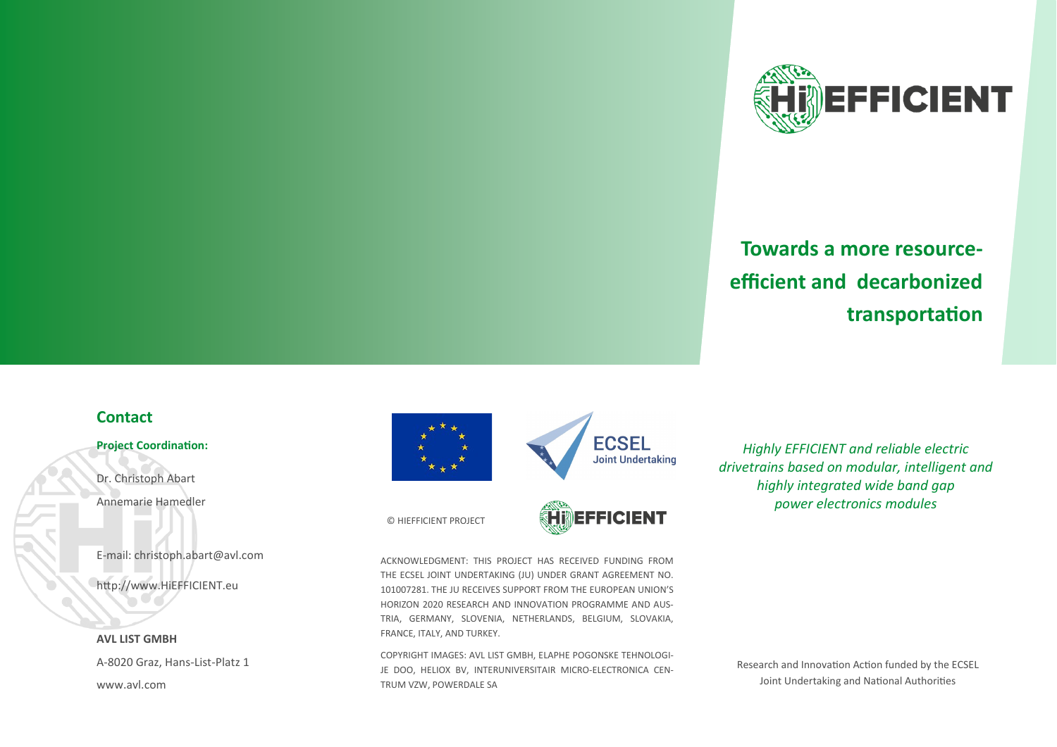# Towards a more resource-efficient and decarbonized transportation

*Highly EFFICIENT and reliable electric drivetrains based on modular, intelligent and highly integrated wide band gap power electronics modules*

Research and Innovation Action funded by the ECSEL Joint Undertaking and National Authorities

## Contact

**Project Coordination:**

Dr. Christoph Abart

Annemarie Hamedler

E-mail: christoph.abart@avl.com

http://www.HiEFFICIENT.eu

**AVL LIST GMBH**

A-8020 Graz, Hans-List-Platz 1

www.avl.com

© HIEFFICIENT PROJECT

ACKNOWLEDGMENT: THIS PROJECT HAS RECEIVED FUNDING FROM THE ECSEL JOINT UNDERTAKING (JU) UNDER GRANT AGREEMENT NO. 101007281. THE JU RECEIVES SUPPORT FROM THE EUROPEAN UNION'S HORIZON 2020 RESEARCH AND INNOVATION PROGRAMME AND AUSTRIA, GERMANY, SLOVENIA, NETHERLANDS, BELGIUM, SLOVAKIA, FRANCE, ITALY, AND TURKEY.

COPYRIGHT IMAGES: AVL LIST GMBH, ELAPHE POGONSKE TEHNOLOGIJE DOO, HELIOX BV, INTERUNIVERSITAIR MICRO-ELECTRONICA CENTRUM VZW, POWERDALE SA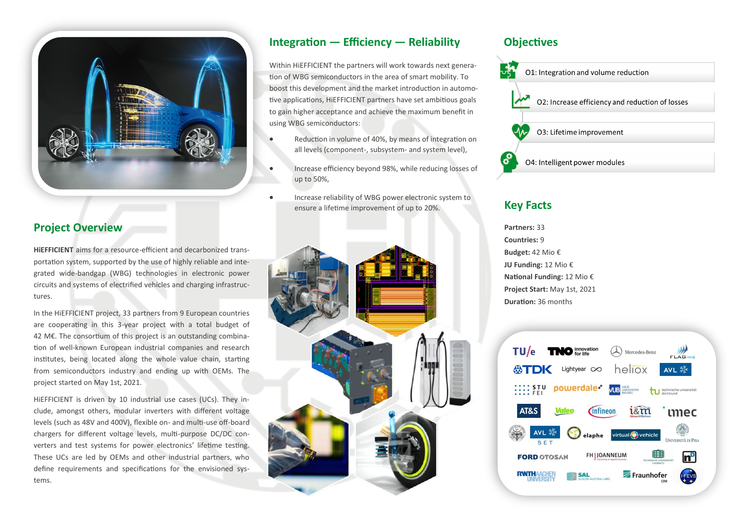## Project Overview

**HiEFFICIENT** aims for a resource-efficient and decarbonized transportation system, supported by the use of highly reliable and integrated wide-bandgap (WBG) technologies in electronic power circuits and systems of electrified vehicles and charging infrastructures.

In the HiEFFICIENT project, 33 partners from 9 European countries are cooperating in this 3-year project with a total budget of 42 M€. The consortium of this project is an outstanding combination of well-known European industrial companies and research institutes, being located along the whole value chain, starting from semiconductors industry and ending up with OEMs. The project started on May 1st, 2021.

HiEFFICIENT is driven by 10 industrial use cases (UCs). They include, amongst others, modular inverters with different voltage levels (such as 48V and 400V), flexible on- and multi-use off-board chargers for different voltage levels, multi-purpose DC/DC converters and test systems for power electronics' lifetime testing. These UCs are led by OEMs and other industrial partners, who define requirements and specifications for the envisioned systems.

## Integration — Efficiency — Reliability

Within HiEFFICIENT the partners will work towards next generation of WBG semiconductors in the area of smart mobility. To boost this development and the market introduction in automotive applications, HiEFFICIENT partners have set ambitious goals to gain higher acceptance and achieve the maximum benefit in using WBG semiconductors:

- Reduction in volume of 40%, by means of integration on all levels (component-, subsystem- and system level),
- Increase efficiency beyond 98%, while reducing losses of up to 50%,
- Increase reliability of WBG power electronic system to ensure a lifetime improvement of up to 20%.

## Objectives

- O1: Integration and volume reduction
- O2: Increase efficiency and reduction of losses
- O3: Lifetime improvement
- O4: Intelligent power modules

## Key Facts

**Partners:** 33
**Countries:** 9
**Budget:** 42 Mio €
**JU Funding:** 12 Mio €
**National Funding:** 12 Mio €
**Project Start:** May 1st, 2021
**Duration:** 36 months